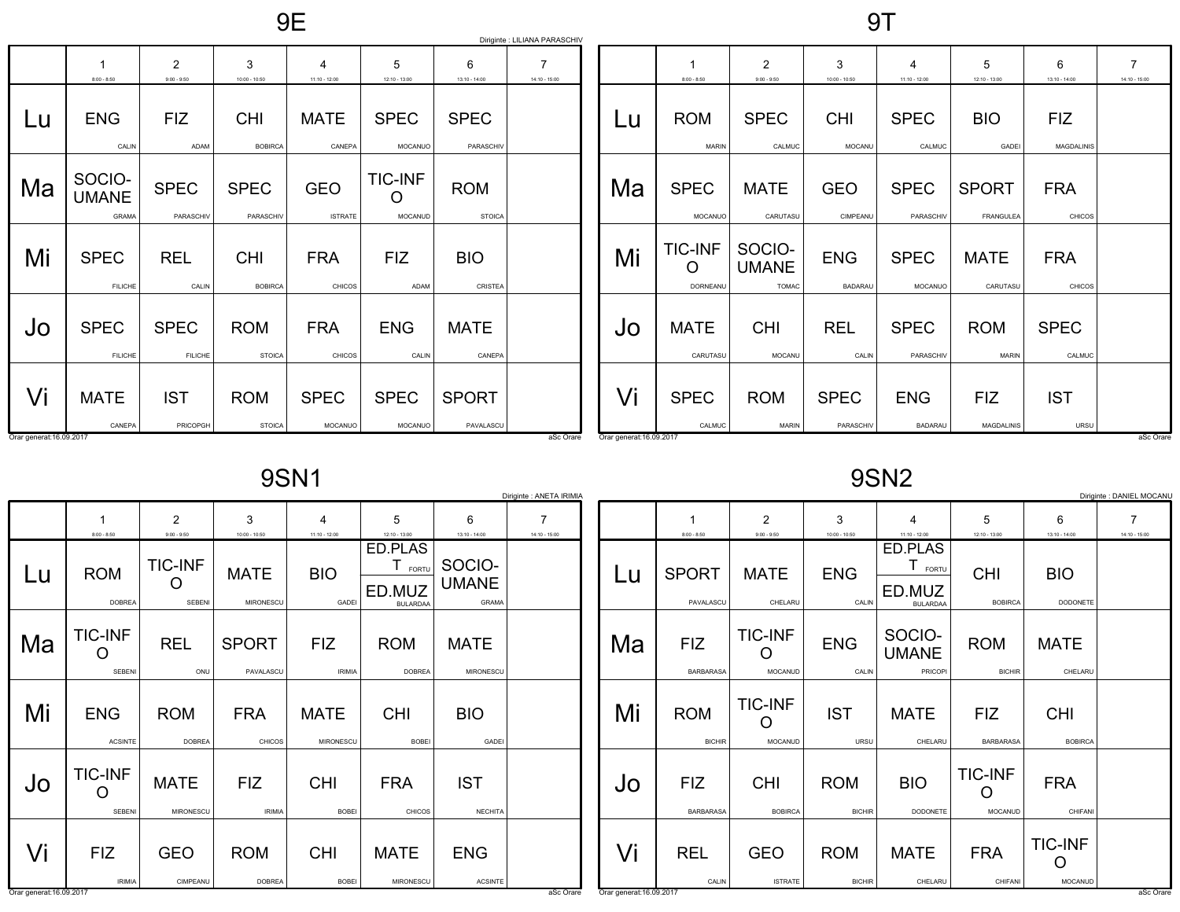# 9E

Diriginte : LILIANA PARASCHIV

| | 1 8:00 - 8:50 | 2 9:00 - 9:50 | 3 10:00 - 10:50 | 4 11:10 - 12:00 | 5 12:10 - 13:00 | 6 13:10 - 14:00 | 7 14:10 - 15:00 |
|---|---|---|---|---|---|---|---|
| Lu | ENG CALIN | FIZ ADAM | CHI BOBIRCA | MATE CANEPA | SPEC MOCANUO | SPEC PARASCHIV | |
| Ma | SOCIO-UMANE GRAMA | SPEC PARASCHIV | SPEC PARASCHIV | GEO ISTRATE | TIC-INFO MOCANUD | ROM STOICA | |
| Mi | SPEC FILICHE | REL CALIN | CHI BOBIRCA | FRA CHICOS | FIZ ADAM | BIO CRISTEA | |
| Jo | SPEC FILICHE | SPEC FILICHE | ROM STOICA | FRA CHICOS | ENG CALIN | MATE CANEPA | |
| Vi | MATE CANEPA | IST PRICOPGH | ROM STOICA | SPEC MOCANUO | SPEC MOCANUO | SPORT PAVALASCU | |

Orar generat:16.09.2017 aSc Orare

# 9T

| | 1 8:00 - 8:50 | 2 9:00 - 9:50 | 3 10:00 - 10:50 | 4 11:10 - 12:00 | 5 12:10 - 13:00 | 6 13:10 - 14:00 | 7 14:10 - 15:00 |
|---|---|---|---|---|---|---|---|
| Lu | ROM MARIN | SPEC CALMUC | CHI MOCANU | SPEC CALMUC | BIO GADEI | FIZ MAGDALINIS | |
| Ma | SPEC MOCANUO | MATE CARUTASU | GEO CIMPEANU | SPEC PARASCHIV | SPORT FRANGULEA | FRA CHICOS | |
| Mi | TIC-INFO DORNEANU | SOCIO-UMANE TOMAC | ENG BADARAU | SPEC MOCANUO | MATE CARUTASU | FRA CHICOS | |
| Jo | MATE CARUTASU | CHI MOCANU | REL CALIN | SPEC PARASCHIV | ROM MARIN | SPEC CALMUC | |
| Vi | SPEC CALMUC | ROM MARIN | SPEC PARASCHIV | ENG BADARAU | FIZ MAGDALINIS | IST URSU | |

Orar generat:16.09.2017 aSc Orare

# 9SN1

Diriginte : ANETA IRIMIA

| | 1 8:00 - 8:50 | 2 9:00 - 9:50 | 3 10:00 - 10:50 | 4 11:10 - 12:00 | 5 12:10 - 13:00 | 6 13:10 - 14:00 | 7 14:10 - 15:00 |
|---|---|---|---|---|---|---|---|
| Lu | ROM DOBREA | TIC-INFO SEBENI | MATE MIRONESCU | BIO GADEI | ED.PLAST FORTU / ED.MUZ BULARDAA | SOCIO-UMANE GRAMA | |
| Ma | TIC-INFO SEBENI | REL ONU | SPORT PAVALASCU | FIZ IRIMIA | ROM DOBREA | MATE MIRONESCU | |
| Mi | ENG ACSINTE | ROM DOBREA | FRA CHICOS | MATE MIRONESCU | CHI BOBEI | BIO GADEI | |
| Jo | TIC-INFO SEBENI | MATE MIRONESCU | FIZ IRIMIA | CHI BOBEI | FRA CHICOS | IST NECHITA | |
| Vi | FIZ IRIMIA | GEO CIMPEANU | ROM DOBREA | CHI BOBEI | MATE MIRONESCU | ENG ACSINTE | |

Orar generat:16.09.2017 aSc Orare

# 9SN2

Diriginte : DANIEL MOCANU

| | 1 8:00 - 8:50 | 2 9:00 - 9:50 | 3 10:00 - 10:50 | 4 11:10 - 12:00 | 5 12:10 - 13:00 | 6 13:10 - 14:00 | 7 14:10 - 15:00 |
|---|---|---|---|---|---|---|---|
| Lu | SPORT PAVALASCU | MATE CHELARU | ENG CALIN | ED.PLAST FORTU / ED.MUZ BULARDAA | CHI BOBIRCA | BIO DODONETE | |
| Ma | FIZ BARBARASA | TIC-INFO MOCANUD | ENG CALIN | SOCIO-UMANE PRICOPI | ROM BICHIR | MATE CHELARU | |
| Mi | ROM BICHIR | TIC-INFO MOCANUD | IST URSU | MATE CHELARU | FIZ BARBARASA | CHI BOBIRCA | |
| Jo | FIZ BARBARASA | CHI BOBIRCA | ROM BICHIR | BIO DODONETE | TIC-INFO MOCANUD | FRA CHIFANI | |
| Vi | REL CALIN | GEO ISTRATE | ROM BICHIR | MATE CHELARU | FRA CHIFANI | TIC-INFO MOCANUD | |

Orar generat:16.09.2017 aSc Orare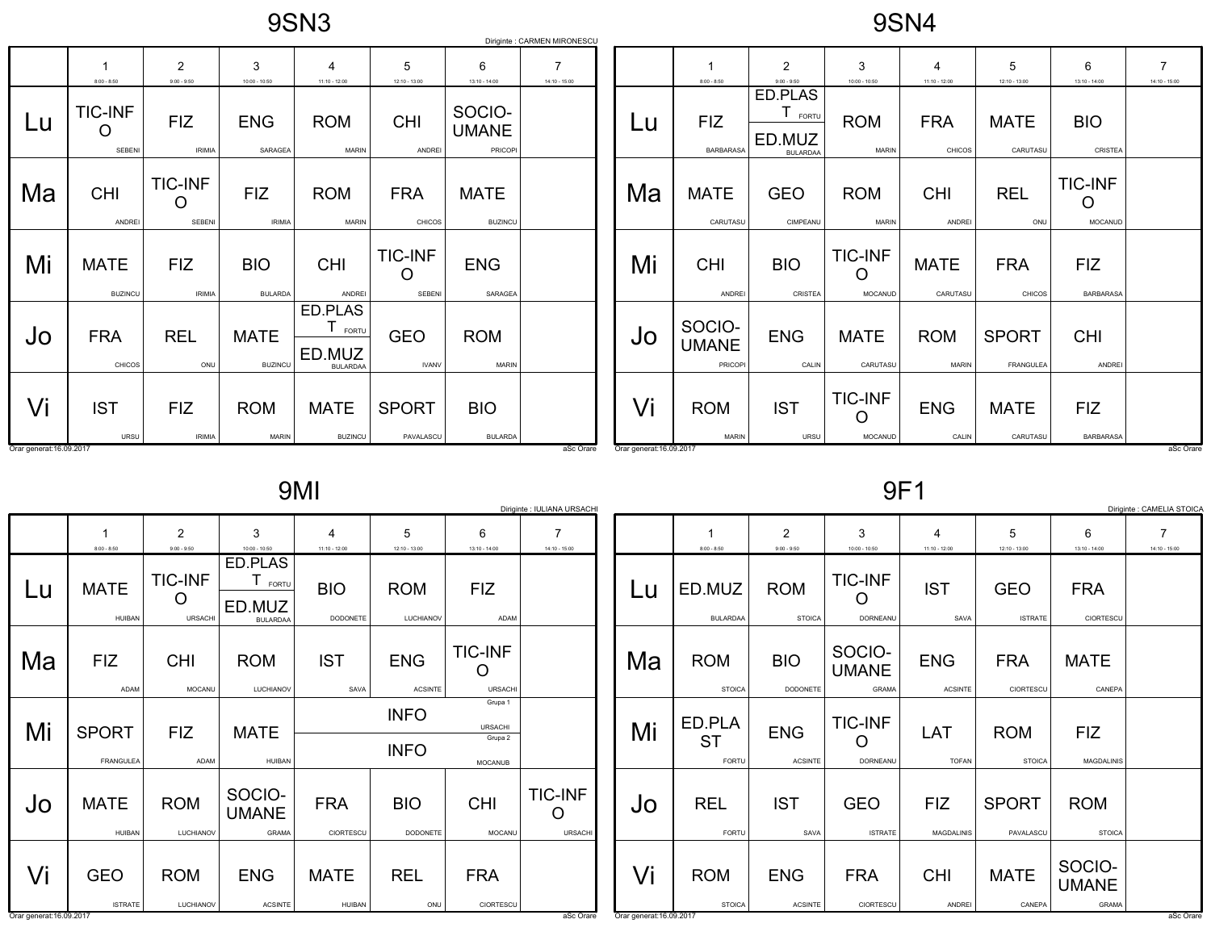# 9SN3

Diriginte : CARMEN MIRONESCU

| | 1<br>8:00 - 8:50 | 2<br>9:00 - 9:50 | 3<br>10:00 - 10:50 | 4<br>11:10 - 12:00 | 5<br>12:10 - 13:00 | 6<br>13:10 - 14:00 | 7<br>14:10 - 15:00 |
|---|---|---|---|---|---|---|---|
| Lu | TIC-INFO SEBENI | FIZ IRIMIA | ENG SARAGEA | ROM MARIN | CHI ANDREI | SOCIO-UMANE PRICOPI | |
| Ma | CHI ANDREI | TIC-INFO SEBENI | FIZ IRIMIA | ROM MARIN | FRA CHICOS | MATE BUZINCU | |
| Mi | MATE BUZINCU | FIZ IRIMIA | BIO BULARDA | CHI ANDREI | TIC-INFO SEBENI | ENG SARAGEA | |
| Jo | FRA CHICOS | REL ONU | MATE BUZINCU | ED.PLAST FORTU / ED.MUZ BULARDAA | GEO IVANV | ROM MARIN | |
| Vi | IST URSU | FIZ IRIMIA | ROM MARIN | MATE BUZINCU | SPORT PAVALASCU | BIO BULARDA | |

Orar generat:16.09.2017 aSc Orare

# 9SN4

| | 1<br>8:00 - 8:50 | 2<br>9:00 - 9:50 | 3<br>10:00 - 10:50 | 4<br>11:10 - 12:00 | 5<br>12:10 - 13:00 | 6<br>13:10 - 14:00 | 7<br>14:10 - 15:00 |
|---|---|---|---|---|---|---|---|
| Lu | FIZ BARBARASA | ED.PLAST FORTU / ED.MUZ BULARDAA | ROM MARIN | FRA CHICOS | MATE CARUTASU | BIO CRISTEA | |
| Ma | MATE CARUTASU | GEO CIMPEANU | ROM MARIN | CHI ANDREI | REL ONU | TIC-INFO MOCANUD | |
| Mi | CHI ANDREI | BIO CRISTEA | TIC-INFO MOCANUD | MATE CARUTASU | FRA CHICOS | FIZ BARBARASA | |
| Jo | SOCIO-UMANE PRICOPI | ENG CALIN | MATE CARUTASU | ROM MARIN | SPORT FRANGULEA | CHI ANDREI | |
| Vi | ROM MARIN | IST URSU | TIC-INFO MOCANUD | ENG CALIN | MATE CARUTASU | FIZ BARBARASA | |

Orar generat:16.09.2017 aSc Orare

# 9MI

Diriginte : IULIANA URSACHI

| | 1<br>8:00 - 8:50 | 2<br>9:00 - 9:50 | 3<br>10:00 - 10:50 | 4<br>11:10 - 12:00 | 5<br>12:10 - 13:00 | 6<br>13:10 - 14:00 | 7<br>14:10 - 15:00 |
|---|---|---|---|---|---|---|---|
| Lu | MATE HUIBAN | TIC-INFO URSACHI | ED.PLAST FORTU / ED.MUZ BULARDAA | BIO DODONETE | ROM LUCHIANOV | FIZ ADAM | |
| Ma | FIZ ADAM | CHI MOCANU | ROM LUCHIANOV | IST SAVA | ENG ACSINTE | TIC-INFO URSACHI | |
| Mi | SPORT FRANGULEA | FIZ ADAM | MATE HUIBAN | INFO URSACHI (Grupa 1) / INFO MOCANUB (Grupa 2) | | | |
| Jo | MATE HUIBAN | ROM LUCHIANOV | SOCIO-UMANE GRAMA | FRA CIORTESCU | BIO DODONETE | CHI MOCANU | TIC-INFO URSACHI |
| Vi | GEO ISTRATE | ROM LUCHIANOV | ENG ACSINTE | MATE HUIBAN | REL ONU | FRA CIORTESCU | |

Orar generat:16.09.2017 aSc Orare

# 9F1

Diriginte : CAMELIA STOICA

| | 1<br>8:00 - 8:50 | 2<br>9:00 - 9:50 | 3<br>10:00 - 10:50 | 4<br>11:10 - 12:00 | 5<br>12:10 - 13:00 | 6<br>13:10 - 14:00 | 7<br>14:10 - 15:00 |
|---|---|---|---|---|---|---|---|
| Lu | ED.MUZ BULARDAA | ROM STOICA | TIC-INFO DORNEANU | IST SAVA | GEO ISTRATE | FRA CIORTESCU | |
| Ma | ROM STOICA | BIO DODONETE | SOCIO-UMANE GRAMA | ENG ACSINTE | FRA CIORTESCU | MATE CANEPA | |
| Mi | ED.PLAST FORTU | ENG ACSINTE | TIC-INFO DORNEANU | LAT TOFAN | ROM STOICA | FIZ MAGDALINIS | |
| Jo | REL FORTU | IST SAVA | GEO ISTRATE | FIZ MAGDALINIS | SPORT PAVALASCU | ROM STOICA | |
| Vi | ROM STOICA | ENG ACSINTE | FRA CIORTESCU | CHI ANDREI | MATE CANEPA | SOCIO-UMANE GRAMA | |

Orar generat:16.09.2017 aSc Orare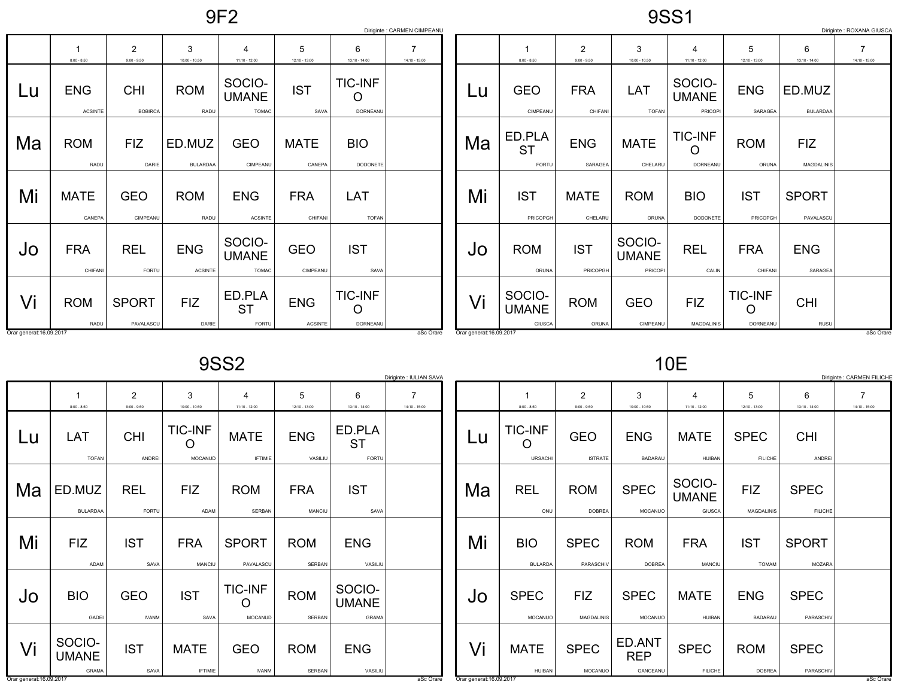# 9F2

Diriginte : CARMEN CIMPEANU

| | 1<br>8:00 - 8:50 | 2<br>9:00 - 9:50 | 3<br>10:00 - 10:50 | 4<br>11:10 - 12:00 | 5<br>12:10 - 13:00 | 6<br>13:10 - 14:00 | 7<br>14:10 - 15:00 |
|---|---|---|---|---|---|---|---|
| Lu | ENG<br>ACSINTE | CHI<br>BOBIRCA | ROM<br>RADU | SOCIO-UMANE<br>TOMAC | IST<br>SAVA | TIC-INFO<br>DORNEANU | |
| Ma | ROM<br>RADU | FIZ<br>DARIE | ED.MUZ<br>BULARDAA | GEO<br>CIMPEANU | MATE<br>CANEPA | BIO<br>DODONETE | |
| Mi | MATE<br>CANEPA | GEO<br>CIMPEANU | ROM<br>RADU | ENG<br>ACSINTE | FRA<br>CHIFANI | LAT<br>TOFAN | |
| Jo | FRA<br>CHIFANI | REL<br>FORTU | ENG<br>ACSINTE | SOCIO-UMANE<br>TOMAC | GEO<br>CIMPEANU | IST<br>SAVA | |
| Vi | ROM<br>RADU | SPORT<br>PAVALASCU | FIZ<br>DARIE | ED.PLAST<br>FORTU | ENG<br>ACSINTE | TIC-INFO<br>DORNEANU | |

Orar generat:16.09.2017 aSc Orare

# 9SS1

Diriginte : ROXANA GIUSCA

| | 1<br>8:00 - 8:50 | 2<br>9:00 - 9:50 | 3<br>10:00 - 10:50 | 4<br>11:10 - 12:00 | 5<br>12:10 - 13:00 | 6<br>13:10 - 14:00 | 7<br>14:10 - 15:00 |
|---|---|---|---|---|---|---|---|
| Lu | GEO<br>CIMPEANU | FRA<br>CHIFANI | LAT<br>TOFAN | SOCIO-UMANE<br>PRICOPI | ENG<br>SARAGEA | ED.MUZ<br>BULARDAA | |
| Ma | ED.PLAST<br>FORTU | ENG<br>SARAGEA | MATE<br>CHELARU | TIC-INFO<br>DORNEANU | ROM<br>ORUNA | FIZ<br>MAGDALINIS | |
| Mi | IST<br>PRICOPGH | MATE<br>CHELARU | ROM<br>ORUNA | BIO<br>DODONETE | IST<br>PRICOPGH | SPORT<br>PAVALASCU | |
| Jo | ROM<br>ORUNA | IST<br>PRICOPGH | SOCIO-UMANE<br>PRICOPI | REL<br>CALIN | FRA<br>CHIFANI | ENG<br>SARAGEA | |
| Vi | SOCIO-UMANE<br>GIUSCA | ROM<br>ORUNA | GEO<br>CIMPEANU | FIZ<br>MAGDALINIS | TIC-INFO<br>DORNEANU | CHI<br>RUSU | |

Orar generat:16.09.2017 aSc Orare

# 9SS2

Diriginte : IULIAN SAVA

| | 1<br>8:00 - 8:50 | 2<br>9:00 - 9:50 | 3<br>10:00 - 10:50 | 4<br>11:10 - 12:00 | 5<br>12:10 - 13:00 | 6<br>13:10 - 14:00 | 7<br>14:10 - 15:00 |
|---|---|---|---|---|---|---|---|
| Lu | LAT<br>TOFAN | CHI<br>ANDREI | TIC-INFO<br>MOCANUD | MATE<br>IFTIMIE | ENG<br>VASILIU | ED.PLAST<br>FORTU | |
| Ma | ED.MUZ<br>BULARDAA | REL<br>FORTU | FIZ<br>ADAM | ROM<br>SERBAN | FRA<br>MANCIU | IST<br>SAVA | |
| Mi | FIZ<br>ADAM | IST<br>SAVA | FRA<br>MANCIU | SPORT<br>PAVALASCU | ROM<br>SERBAN | ENG<br>VASILIU | |
| Jo | BIO<br>GADEI | GEO<br>IVANM | IST<br>SAVA | TIC-INFO<br>MOCANUD | ROM<br>SERBAN | SOCIO-UMANE<br>GRAMA | |
| Vi | SOCIO-UMANE<br>GRAMA | IST<br>SAVA | MATE<br>IFTIMIE | GEO<br>IVANM | ROM<br>SERBAN | ENG<br>VASILIU | |

Orar generat:16.09.2017 aSc Orare

# 10E

Diriginte : CARMEN FILICHE

| | 1<br>8:00 - 8:50 | 2<br>9:00 - 9:50 | 3<br>10:00 - 10:50 | 4<br>11:10 - 12:00 | 5<br>12:10 - 13:00 | 6<br>13:10 - 14:00 | 7<br>14:10 - 15:00 |
|---|---|---|---|---|---|---|---|
| Lu | TIC-INFO<br>URSACHI | GEO<br>ISTRATE | ENG<br>BADARAU | MATE<br>HUIBAN | SPEC<br>FILICHE | CHI<br>ANDREI | |
| Ma | REL<br>ONU | ROM<br>DOBREA | SPEC<br>MOCANUO | SOCIO-UMANE<br>GIUSCA | FIZ<br>MAGDALINIS | SPEC<br>FILICHE | |
| Mi | BIO<br>BULARDA | SPEC<br>PARASCHIV | ROM<br>DOBREA | FRA<br>MANCIU | IST<br>TOMAM | SPORT<br>MOZARA | |
| Jo | SPEC<br>MOCANUO | FIZ<br>MAGDALINIS | SPEC<br>MOCANUO | MATE<br>HUIBAN | ENG<br>BADARAU | SPEC<br>PARASCHIV | |
| Vi | MATE<br>HUIBAN | SPEC<br>MOCANUO | ED.ANTREP<br>GANCEANU | SPEC<br>FILICHE | ROM<br>DOBREA | SPEC<br>PARASCHIV | |

Orar generat:16.09.2017 aSc Orare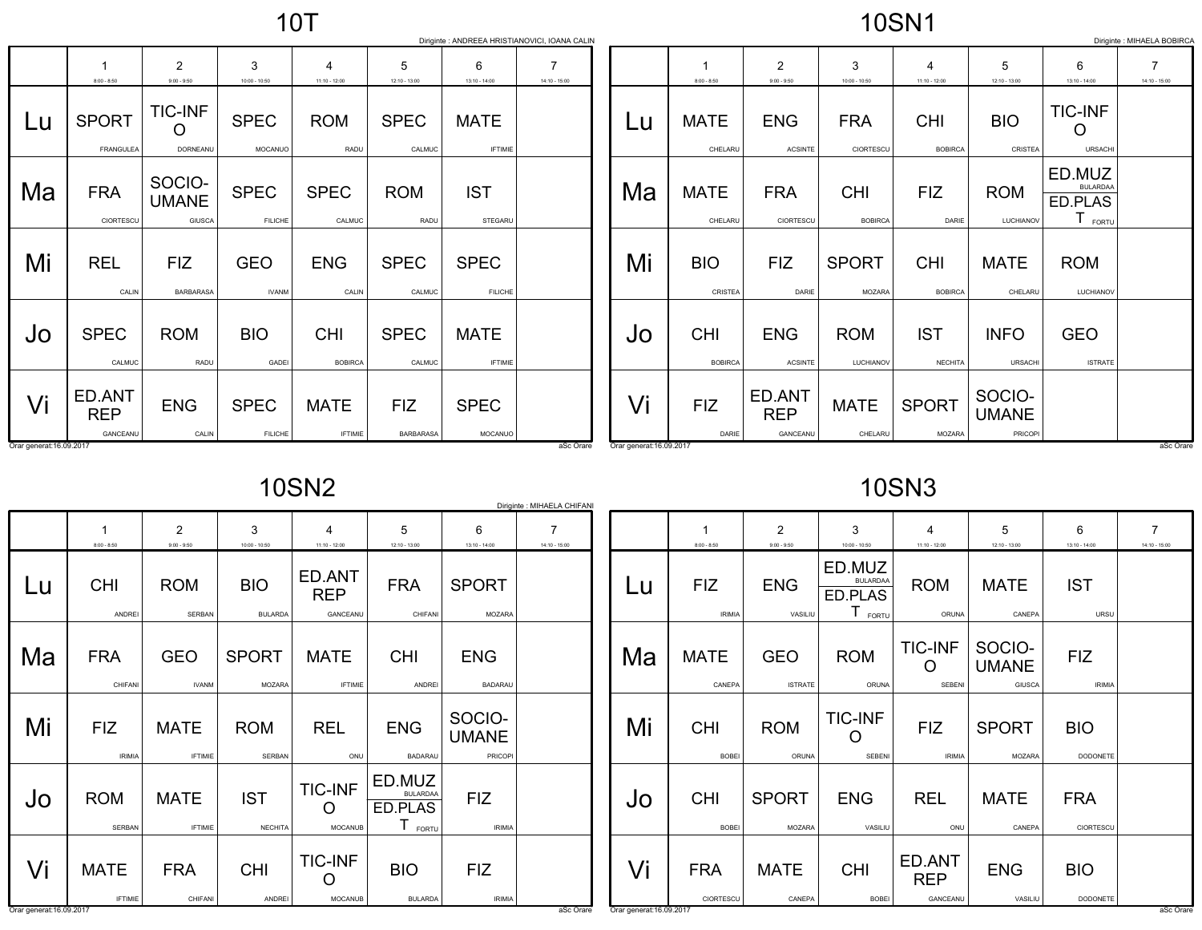## 10T

Diriginte : ANDREEA HRISTIANOVICI, IOANA CALIN

| | 1 (8:00 - 8:50) | 2 (9:00 - 9:50) | 3 (10:00 - 10:50) | 4 (11:10 - 12:00) | 5 (12:10 - 13:00) | 6 (13:10 - 14:00) | 7 (14:10 - 15:00) |
|---|---|---|---|---|---|---|---|
| Lu | SPORT FRANGULEA | TIC-INFO DORNEANU | SPEC MOCANUO | ROM RADU | SPEC CALMUC | MATE IFTIMIE | |
| Ma | FRA CIORTESCU | SOCIO-UMANE GIUSCA | SPEC FILICHE | SPEC CALMUC | ROM RADU | IST STEGARU | |
| Mi | REL CALIN | FIZ BARBARASA | GEO IVANM | ENG CALIN | SPEC CALMUC | SPEC FILICHE | |
| Jo | SPEC CALMUC | ROM RADU | BIO GADEI | CHI BOBIRCA | SPEC CALMUC | MATE IFTIMIE | |
| Vi | ED.ANTREP GANCEANU | ENG CALIN | SPEC FILICHE | MATE IFTIMIE | FIZ BARBARASA | SPEC MOCANUO | |

Orar generat:16.09.2017 aSc Orare

## 10SN1

Diriginte : MIHAELA BOBIRCA

| | 1 (8:00 - 8:50) | 2 (9:00 - 9:50) | 3 (10:00 - 10:50) | 4 (11:10 - 12:00) | 5 (12:10 - 13:00) | 6 (13:10 - 14:00) | 7 (14:10 - 15:00) |
|---|---|---|---|---|---|---|---|
| Lu | MATE CHELARU | ENG ACSINTE | FRA CIORTESCU | CHI BOBIRCA | BIO CRISTEA | TIC-INFO URSACHI | |
| Ma | MATE CHELARU | FRA CIORTESCU | CHI BOBIRCA | FIZ DARIE | ROM LUCHIANOV | ED.MUZ BULARDAA / ED.PLAST FORTU | |
| Mi | BIO CRISTEA | FIZ DARIE | SPORT MOZARA | CHI BOBIRCA | MATE CHELARU | ROM LUCHIANOV | |
| Jo | CHI BOBIRCA | ENG ACSINTE | ROM LUCHIANOV | IST NECHITA | INFO URSACHI | GEO ISTRATE | |
| Vi | FIZ DARIE | ED.ANTREP GANCEANU | MATE CHELARU | SPORT MOZARA | SOCIO-UMANE PRICOPI | | |

Orar generat:16.09.2017 aSc Orare

## 10SN2

Diriginte : MIHAELA CHIFANI

| | 1 (8:00 - 8:50) | 2 (9:00 - 9:50) | 3 (10:00 - 10:50) | 4 (11:10 - 12:00) | 5 (12:10 - 13:00) | 6 (13:10 - 14:00) | 7 (14:10 - 15:00) |
|---|---|---|---|---|---|---|---|
| Lu | CHI ANDREI | ROM SERBAN | BIO BULARDA | ED.ANTREP GANCEANU | FRA CHIFANI | SPORT MOZARA | |
| Ma | FRA CHIFANI | GEO IVANM | SPORT MOZARA | MATE IFTIMIE | CHI ANDREI | ENG BADARAU | |
| Mi | FIZ IRIMIA | MATE IFTIMIE | ROM SERBAN | REL ONU | ENG BADARAU | SOCIO-UMANE PRICOPI | |
| Jo | ROM SERBAN | MATE IFTIMIE | IST NECHITA | TIC-INFO MOCANUB | ED.MUZ BULARDAA / ED.PLAST FORTU | FIZ IRIMIA | |
| Vi | MATE IFTIMIE | FRA CHIFANI | CHI ANDREI | TIC-INFO MOCANUB | BIO BULARDA | FIZ IRIMIA | |

Orar generat:16.09.2017 aSc Orare

## 10SN3

| | 1 (8:00 - 8:50) | 2 (9:00 - 9:50) | 3 (10:00 - 10:50) | 4 (11:10 - 12:00) | 5 (12:10 - 13:00) | 6 (13:10 - 14:00) | 7 (14:10 - 15:00) |
|---|---|---|---|---|---|---|---|
| Lu | FIZ IRIMIA | ENG VASILIU | ED.MUZ BULARDAA / ED.PLAST FORTU | ROM ORUNA | MATE CANEPA | IST URSU | |
| Ma | MATE CANEPA | GEO ISTRATE | ROM ORUNA | TIC-INFO SEBENI | SOCIO-UMANE GIUSCA | FIZ IRIMIA | |
| Mi | CHI BOBEI | ROM ORUNA | TIC-INFO SEBENI | FIZ IRIMIA | SPORT MOZARA | BIO DODONETE | |
| Jo | CHI BOBEI | SPORT MOZARA | ENG VASILIU | REL ONU | MATE CANEPA | FRA CIORTESCU | |
| Vi | FRA CIORTESCU | MATE CANEPA | CHI BOBEI | ED.ANTREP GANCEANU | ENG VASILIU | BIO DODONETE | |

Orar generat:16.09.2017 aSc Orare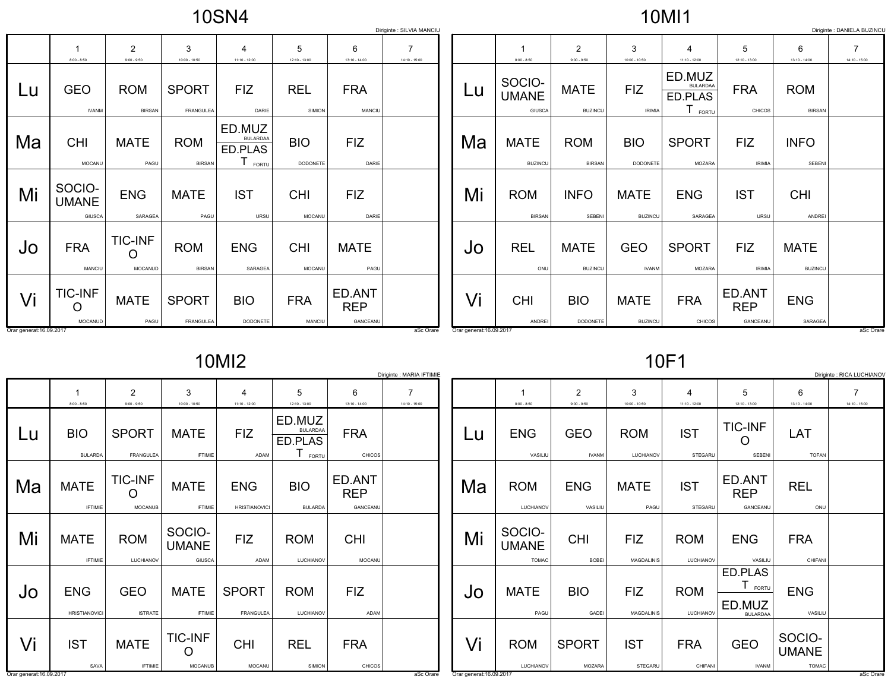## 10SN4

Diriginte : SILVIA MANCIU

| | 1<br>8:00 - 8:50 | 2<br>9:00 - 9:50 | 3<br>10:00 - 10:50 | 4<br>11:10 - 12:00 | 5<br>12:10 - 13:00 | 6<br>13:10 - 14:00 | 7<br>14:10 - 15:00 |
|---|---|---|---|---|---|---|---|
| Lu | GEO<br>IVANM | ROM<br>BIRSAN | SPORT<br>FRANGULEA | FIZ<br>DARIE | REL<br>SIMION | FRA<br>MANCIU | |
| Ma | CHI<br>MOCANU | MATE<br>PAGU | ROM<br>BIRSAN | ED.MUZ<br>BULARDAA<br>ED.PLAST<br>FORTU | BIO<br>DODONETE | FIZ<br>DARIE | |
| Mi | SOCIO-UMANE<br>GIUSCA | ENG<br>SARAGEA | MATE<br>PAGU | IST<br>URSU | CHI<br>MOCANU | FIZ<br>DARIE | |
| Jo | FRA<br>MANCIU | TIC-INFO<br>MOCANUD | ROM<br>BIRSAN | ENG<br>SARAGEA | CHI<br>MOCANU | MATE<br>PAGU | |
| Vi | TIC-INFO<br>MOCANUD | MATE<br>PAGU | SPORT<br>FRANGULEA | BIO<br>DODONETE | FRA<br>MANCIU | ED.ANTREP<br>GANCEANU | |

Orar generat:16.09.2017 aSc Orare

## 10MI1

Diriginte : DANIELA BUZINCU

| | 1<br>8:00 - 8:50 | 2<br>9:00 - 9:50 | 3<br>10:00 - 10:50 | 4<br>11:10 - 12:00 | 5<br>12:10 - 13:00 | 6<br>13:10 - 14:00 | 7<br>14:10 - 15:00 |
|---|---|---|---|---|---|---|---|
| Lu | SOCIO-UMANE<br>GIUSCA | MATE<br>BUZINCU | FIZ<br>IRIMIA | ED.MUZ<br>BULARDAA<br>ED.PLAST<br>FORTU | FRA<br>CHICOS | ROM<br>BIRSAN | |
| Ma | MATE<br>BUZINCU | ROM<br>BIRSAN | BIO<br>DODONETE | SPORT<br>MOZARA | FIZ<br>IRIMIA | INFO<br>SEBENI | |
| Mi | ROM<br>BIRSAN | INFO<br>SEBENI | MATE<br>BUZINCU | ENG<br>SARAGEA | IST<br>URSU | CHI<br>ANDREI | |
| Jo | REL<br>ONU | MATE<br>BUZINCU | GEO<br>IVANM | SPORT<br>MOZARA | FIZ<br>IRIMIA | MATE<br>BUZINCU | |
| Vi | CHI<br>ANDREI | BIO<br>DODONETE | MATE<br>BUZINCU | FRA<br>CHICOS | ED.ANTREP<br>GANCEANU | ENG<br>SARAGEA | |

Orar generat:16.09.2017 aSc Orare

## 10MI2

Diriginte : MARIA IFTIMIE

| | 1<br>8:00 - 8:50 | 2<br>9:00 - 9:50 | 3<br>10:00 - 10:50 | 4<br>11:10 - 12:00 | 5<br>12:10 - 13:00 | 6<br>13:10 - 14:00 | 7<br>14:10 - 15:00 |
|---|---|---|---|---|---|---|---|
| Lu | BIO<br>BULARDA | SPORT<br>FRANGULEA | MATE<br>IFTIMIE | FIZ<br>ADAM | ED.MUZ<br>BULARDAA<br>ED.PLAST<br>FORTU | FRA<br>CHICOS | |
| Ma | MATE<br>IFTIMIE | TIC-INFO<br>MOCANUB | MATE<br>IFTIMIE | ENG<br>HRISTIANOVICI | BIO<br>BULARDA | ED.ANTREP<br>GANCEANU | |
| Mi | MATE<br>IFTIMIE | ROM<br>LUCHIANOV | SOCIO-UMANE<br>GIUSCA | FIZ<br>ADAM | ROM<br>LUCHIANOV | CHI<br>MOCANU | |
| Jo | ENG<br>HRISTIANOVICI | GEO<br>ISTRATE | MATE<br>IFTIMIE | SPORT<br>FRANGULEA | ROM<br>LUCHIANOV | FIZ<br>ADAM | |
| Vi | IST<br>SAVA | MATE<br>IFTIMIE | TIC-INFO<br>MOCANUB | CHI<br>MOCANU | REL<br>SIMION | FRA<br>CHICOS | |

Orar generat:16.09.2017 aSc Orare

## 10F1

Diriginte : RICA LUCHIANOV

| | 1<br>8:00 - 8:50 | 2<br>9:00 - 9:50 | 3<br>10:00 - 10:50 | 4<br>11:10 - 12:00 | 5<br>12:10 - 13:00 | 6<br>13:10 - 14:00 | 7<br>14:10 - 15:00 |
|---|---|---|---|---|---|---|---|
| Lu | ENG<br>VASILIU | GEO<br>IVANM | ROM<br>LUCHIANOV | IST<br>STEGARU | TIC-INFO<br>SEBENI | LAT<br>TOFAN | |
| Ma | ROM<br>LUCHIANOV | ENG<br>VASILIU | MATE<br>PAGU | IST<br>STEGARU | ED.ANTREP<br>GANCEANU | REL<br>ONU | |
| Mi | SOCIO-UMANE<br>TOMAC | CHI<br>BOBEI | FIZ<br>MAGDALINIS | ROM<br>LUCHIANOV | ENG<br>VASILIU | FRA<br>CHIFANI | |
| Jo | MATE<br>PAGU | BIO<br>GADEI | FIZ<br>MAGDALINIS | ROM<br>LUCHIANOV | ED.PLAST<br>FORTU<br>ED.MUZ<br>BULARDAA | ENG<br>VASILIU | |
| Vi | ROM<br>LUCHIANOV | SPORT<br>MOZARA | IST<br>STEGARU | FRA<br>CHIFANI | GEO<br>IVANM | SOCIO-UMANE<br>TOMAC | |

Orar generat:16.09.2017 aSc Orare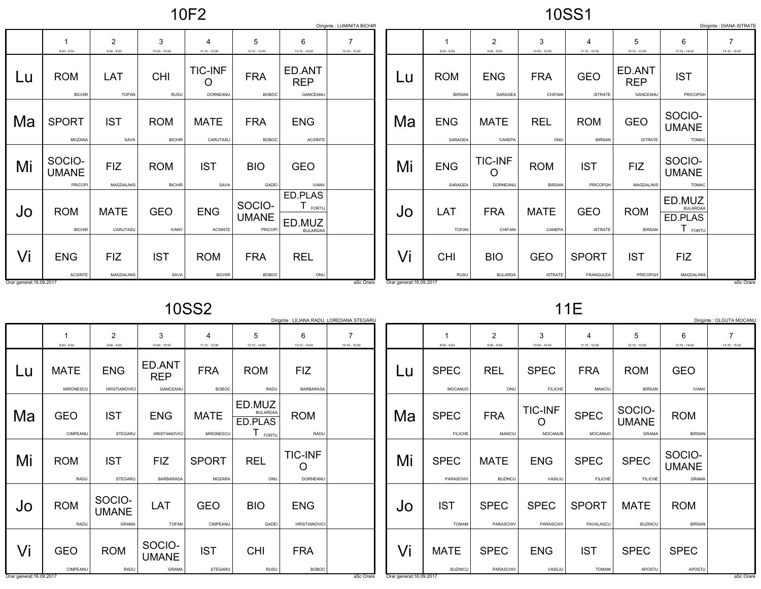## 10F2

Diriginte : LUMINITA BICHIR

| | 1<br>8:00 - 8:50 | 2<br>9:00 - 9:50 | 3<br>10:00 - 10:50 | 4<br>11:10 - 12:00 | 5<br>12:10 - 13:00 | 6<br>13:10 - 14:00 | 7<br>14:10 - 15:00 |
|---|---|---|---|---|---|---|---|
| Lu | ROM BICHIR | LAT TOFAN | CHI RUSU | TIC-INFO DORNEANU | FRA BOBOC | ED.ANT REP GANCEANU | |
| Ma | SPORT MOZARA | IST SAVA | ROM BICHIR | MATE CARUTASU | FRA BOBOC | ENG ACSINTE | |
| Mi | SOCIO-UMANE PRICOPI | FIZ MAGDALINIS | ROM BICHIR | IST SAVA | BIO GADEI | GEO IVANV | |
| Jo | ROM BICHIR | MATE CARUTASU | GEO IVANV | ENG ACSINTE | SOCIO-UMANE PRICOPI | ED.PLAST FORTU / ED.MUZ BULARDAA | |
| Vi | ENG ACSINTE | FIZ MAGDALINIS | IST SAVA | ROM BICHIR | FRA BOBOC | REL ONU | |

Orar generat:16.09.2017 aSc Orare

## 10SS1

Diriginte : DIANA ISTRATE

| | 1<br>8:00 - 8:50 | 2<br>9:00 - 9:50 | 3<br>10:00 - 10:50 | 4<br>11:10 - 12:00 | 5<br>12:10 - 13:00 | 6<br>13:10 - 14:00 | 7<br>14:10 - 15:00 |
|---|---|---|---|---|---|---|---|
| Lu | ROM BIRSAN | ENG SARAGEA | FRA CHIFANI | GEO ISTRATE | ED.ANT REP GANCEANU | IST PRICOPGH | |
| Ma | ENG SARAGEA | MATE CANEPA | REL ONU | ROM BIRSAN | GEO ISTRATE | SOCIO-UMANE TOMAC | |
| Mi | ENG SARAGEA | TIC-INFO DORNEANU | ROM BIRSAN | IST PRICOPGH | FIZ MAGDALINIS | SOCIO-UMANE TOMAC | |
| Jo | LAT TOFAN | FRA CHIFANI | MATE CANEPA | GEO ISTRATE | ROM BIRSAN | ED.MUZ BULARDAA / ED.PLAST FORTU | |
| Vi | CHI RUSU | BIO BULARDA | GEO ISTRATE | SPORT FRANGULEA | IST PRICOPGH | FIZ MAGDALINIS | |

Orar generat:16.09.2017 aSc Orare

## 10SS2

Diriginte : LILIANA RADU, LOREDANA STEGARU

| | 1<br>8:00 - 8:50 | 2<br>9:00 - 9:50 | 3<br>10:00 - 10:50 | 4<br>11:10 - 12:00 | 5<br>12:10 - 13:00 | 6<br>13:10 - 14:00 | 7<br>14:10 - 15:00 |
|---|---|---|---|---|---|---|---|
| Lu | MATE MIRONESCU | ENG HRISTIANOVICI | ED.ANT REP GANCEANU | FRA BOBOC | ROM RADU | FIZ BARBARASA | |
| Ma | GEO CIMPEANU | IST STEGARU | ENG HRISTIANOVICI | MATE MIRONESCU | ED.MUZ BULARDAA / ED.PLAST FORTU | ROM RADU | |
| Mi | ROM RADU | IST STEGARU | FIZ BARBARASA | SPORT MOZARA | REL ONU | TIC-INFO DORNEANU | |
| Jo | ROM RADU | SOCIO-UMANE GRAMA | LAT TOFAN | GEO CIMPEANU | BIO GADEI | ENG HRISTIANOVICI | |
| Vi | GEO CIMPEANU | ROM RADU | SOCIO-UMANE GRAMA | IST STEGARU | CHI RUSU | FRA BOBOC | |

Orar generat:16.09.2017 aSc Orare

## 11E

Diriginte : OLGUTA MOCANU

| | 1<br>8:00 - 8:50 | 2<br>9:00 - 9:50 | 3<br>10:00 - 10:50 | 4<br>11:10 - 12:00 | 5<br>12:10 - 13:00 | 6<br>13:10 - 14:00 | 7<br>14:10 - 15:00 |
|---|---|---|---|---|---|---|---|
| Lu | SPEC MOCANUO | REL ONU | SPEC FILICHE | FRA MANCIU | ROM BIRSAN | GEO IVANV | |
| Ma | SPEC FILICHE | FRA MANCIU | TIC-INFO MOCANUB | SPEC MOCANUO | SOCIO-UMANE GRAMA | ROM BIRSAN | |
| Mi | SPEC PARASCHIV | MATE BUZINCU | ENG VASILIU | SPEC FILICHE | SPEC FILICHE | SOCIO-UMANE GRAMA | |
| Jo | IST TOMAM | SPEC PARASCHIV | SPEC PARASCHIV | SPORT PAVALASCU | MATE BUZINCU | ROM BIRSAN | |
| Vi | MATE BUZINCU | SPEC PARASCHIV | ENG VASILIU | IST TOMAM | SPEC APOSTU | SPEC APOSTU | |

Orar generat:16.09.2017 aSc Orare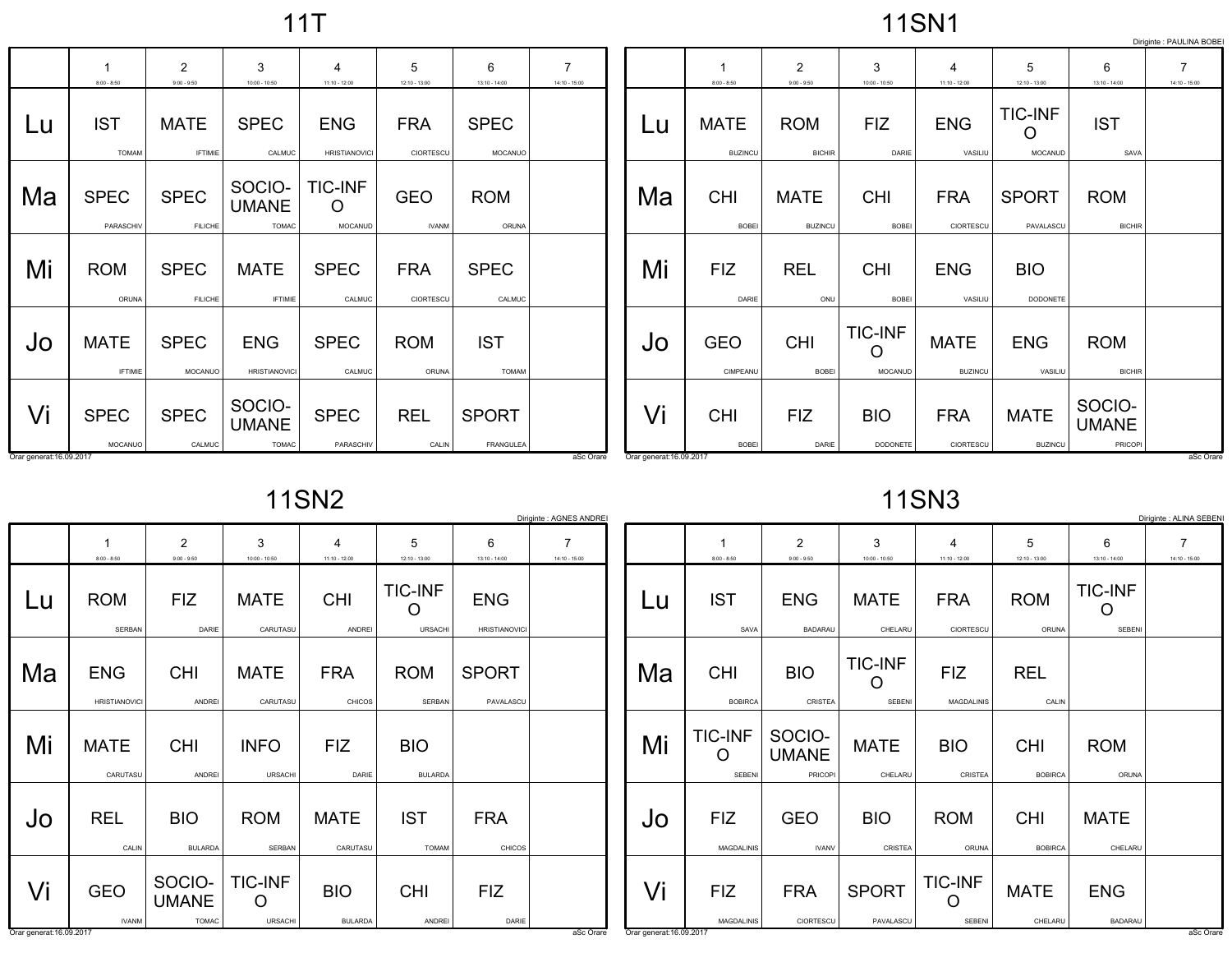# 11T

| | 1<br>8:00 - 8:50 | 2<br>9:00 - 9:50 | 3<br>10:00 - 10:50 | 4<br>11:10 - 12:00 | 5<br>12:10 - 13:00 | 6<br>13:10 - 14:00 | 7<br>14:10 - 15:00 |
|---|---|---|---|---|---|---|---|
| Lu | IST<br>TOMAM | MATE<br>IFTIMIE | SPEC<br>CALMUC | ENG<br>HRISTIANOVICI | FRA<br>CIORTESCU | SPEC<br>MOCANUO | |
| Ma | SPEC<br>PARASCHIV | SPEC<br>FILICHE | SOCIO-UMANE<br>TOMAC | TIC-INFO<br>MOCANUD | GEO<br>IVANM | ROM<br>ORUNA | |
| Mi | ROM<br>ORUNA | SPEC<br>FILICHE | MATE<br>IFTIMIE | SPEC<br>CALMUC | FRA<br>CIORTESCU | SPEC<br>CALMUC | |
| Jo | MATE<br>IFTIMIE | SPEC<br>MOCANUO | ENG<br>HRISTIANOVICI | SPEC<br>CALMUC | ROM<br>ORUNA | IST<br>TOMAM | |
| Vi | SPEC<br>MOCANUO | SPEC<br>CALMUC | SOCIO-UMANE<br>TOMAC | SPEC<br>PARASCHIV | REL<br>CALIN | SPORT<br>FRANGULEA | |

Orar generat:16.09.2017 aSc Orare

# 11SN1

Diriginte : PAULINA BOBEI

| | 1<br>8:00 - 8:50 | 2<br>9:00 - 9:50 | 3<br>10:00 - 10:50 | 4<br>11:10 - 12:00 | 5<br>12:10 - 13:00 | 6<br>13:10 - 14:00 | 7<br>14:10 - 15:00 |
|---|---|---|---|---|---|---|---|
| Lu | MATE<br>BUZINCU | ROM<br>BICHIR | FIZ<br>DARIE | ENG<br>VASILIU | TIC-INFO<br>MOCANUD | IST<br>SAVA | |
| Ma | CHI<br>BOBEI | MATE<br>BUZINCU | CHI<br>BOBEI | FRA<br>CIORTESCU | SPORT<br>PAVALASCU | ROM<br>BICHIR | |
| Mi | FIZ<br>DARIE | REL<br>ONU | CHI<br>BOBEI | ENG<br>VASILIU | BIO<br>DODONETE | | |
| Jo | GEO<br>CIMPEANU | CHI<br>BOBEI | TIC-INFO<br>MOCANUD | MATE<br>BUZINCU | ENG<br>VASILIU | ROM<br>BICHIR | |
| Vi | CHI<br>BOBEI | FIZ<br>DARIE | BIO<br>DODONETE | FRA<br>CIORTESCU | MATE<br>BUZINCU | SOCIO-UMANE<br>PRICOPI | |

Orar generat:16.09.2017 aSc Orare

# 11SN2

Diriginte : AGNES ANDREI

| | 1<br>8:00 - 8:50 | 2<br>9:00 - 9:50 | 3<br>10:00 - 10:50 | 4<br>11:10 - 12:00 | 5<br>12:10 - 13:00 | 6<br>13:10 - 14:00 | 7<br>14:10 - 15:00 |
|---|---|---|---|---|---|---|---|
| Lu | ROM<br>SERBAN | FIZ<br>DARIE | MATE<br>CARUTASU | CHI<br>ANDREI | TIC-INFO<br>URSACHI | ENG<br>HRISTIANOVICI | |
| Ma | ENG<br>HRISTIANOVICI | CHI<br>ANDREI | MATE<br>CARUTASU | FRA<br>CHICOS | ROM<br>SERBAN | SPORT<br>PAVALASCU | |
| Mi | MATE<br>CARUTASU | CHI<br>ANDREI | INFO<br>URSACHI | FIZ<br>DARIE | BIO<br>BULARDA | | |
| Jo | REL<br>CALIN | BIO<br>BULARDA | ROM<br>SERBAN | MATE<br>CARUTASU | IST<br>TOMAM | FRA<br>CHICOS | |
| Vi | GEO<br>IVANM | SOCIO-UMANE<br>TOMAC | TIC-INFO<br>URSACHI | BIO<br>BULARDA | CHI<br>ANDREI | FIZ<br>DARIE | |

Orar generat:16.09.2017 aSc Orare

# 11SN3

Diriginte : ALINA SEBENI

| | 1<br>8:00 - 8:50 | 2<br>9:00 - 9:50 | 3<br>10:00 - 10:50 | 4<br>11:10 - 12:00 | 5<br>12:10 - 13:00 | 6<br>13:10 - 14:00 | 7<br>14:10 - 15:00 |
|---|---|---|---|---|---|---|---|
| Lu | IST<br>SAVA | ENG<br>BADARAU | MATE<br>CHELARU | FRA<br>CIORTESCU | ROM<br>ORUNA | TIC-INFO<br>SEBENI | |
| Ma | CHI<br>BOBIRCA | BIO<br>CRISTEA | TIC-INFO<br>SEBENI | FIZ<br>MAGDALINIS | REL<br>CALIN | | |
| Mi | TIC-INFO<br>SEBENI | SOCIO-UMANE<br>PRICOPI | MATE<br>CHELARU | BIO<br>CRISTEA | CHI<br>BOBIRCA | ROM<br>ORUNA | |
| Jo | FIZ<br>MAGDALINIS | GEO<br>IVANV | BIO<br>CRISTEA | ROM<br>ORUNA | CHI<br>BOBIRCA | MATE<br>CHELARU | |
| Vi | FIZ<br>MAGDALINIS | FRA<br>CIORTESCU | SPORT<br>PAVALASCU | TIC-INFO<br>SEBENI | MATE<br>CHELARU | ENG<br>BADARAU | |

Orar generat:16.09.2017 aSc Orare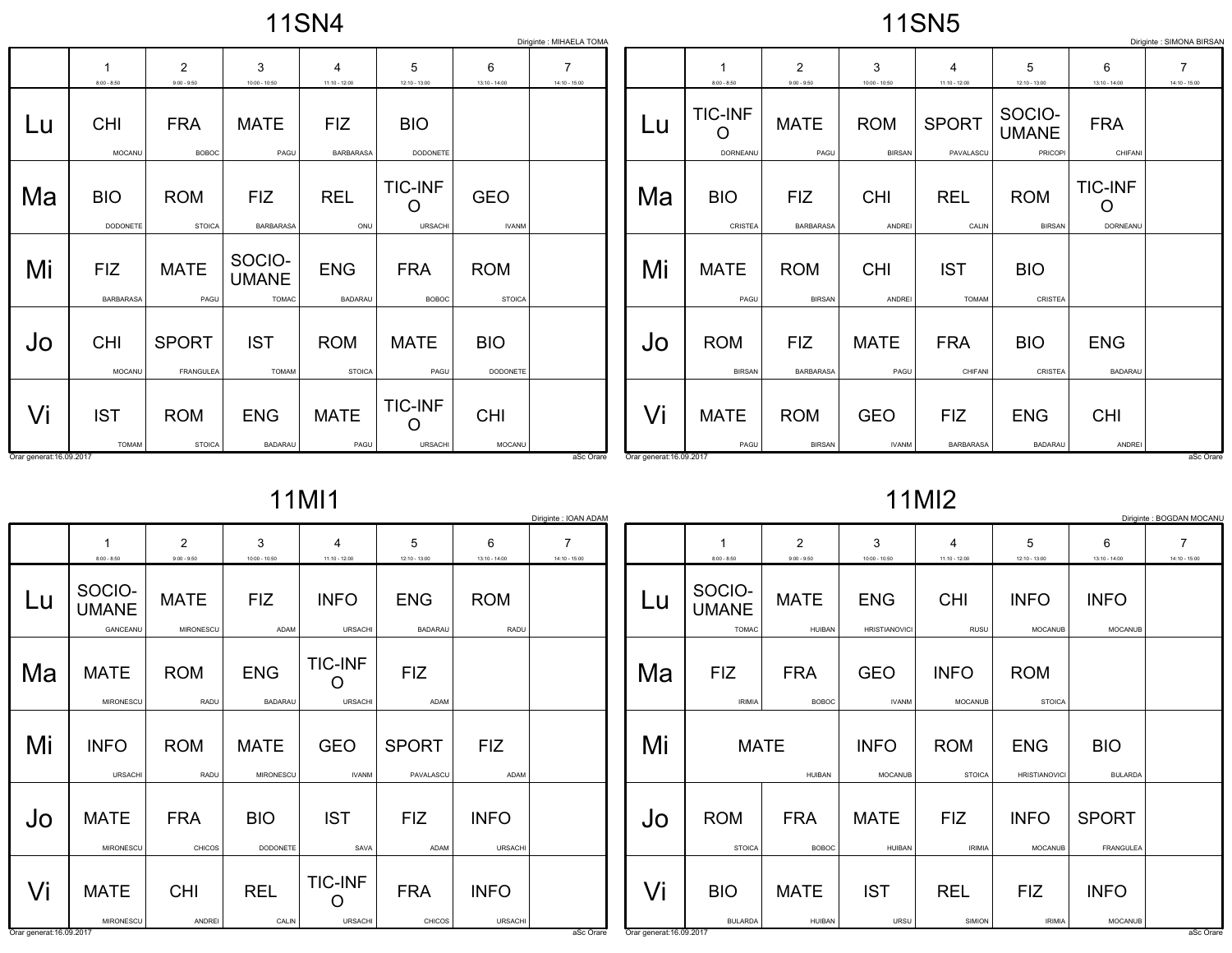# 11SN4

Diriginte : MIHAELA TOMA

| | 1<br>8:00 - 8:50 | 2<br>9:00 - 9:50 | 3<br>10:00 - 10:50 | 4<br>11:10 - 12:00 | 5<br>12:10 - 13:00 | 6<br>13:10 - 14:00 | 7<br>14:10 - 15:00 |
|---|---|---|---|---|---|---|---|
| Lu | CHI<br>MOCANU | FRA<br>BOBOC | MATE<br>PAGU | FIZ<br>BARBARASA | BIO<br>DODONETE | | |
| Ma | BIO<br>DODONETE | ROM<br>STOICA | FIZ<br>BARBARASA | REL<br>ONU | TIC-INFO<br>URSACHI | GEO<br>IVANM | |
| Mi | FIZ<br>BARBARASA | MATE<br>PAGU | SOCIO-UMANE<br>TOMAC | ENG<br>BADARAU | FRA<br>BOBOC | ROM<br>STOICA | |
| Jo | CHI<br>MOCANU | SPORT<br>FRANGULEA | IST<br>TOMAM | ROM<br>STOICA | MATE<br>PAGU | BIO<br>DODONETE | |
| Vi | IST<br>TOMAM | ROM<br>STOICA | ENG<br>BADARAU | MATE<br>PAGU | TIC-INFO<br>URSACHI | CHI<br>MOCANU | |

Orar generat:16.09.2017 — aSc Orare

# 11SN5

Diriginte : SIMONA BIRSAN

| | 1<br>8:00 - 8:50 | 2<br>9:00 - 9:50 | 3<br>10:00 - 10:50 | 4<br>11:10 - 12:00 | 5<br>12:10 - 13:00 | 6<br>13:10 - 14:00 | 7<br>14:10 - 15:00 |
|---|---|---|---|---|---|---|---|
| Lu | TIC-INFO<br>DORNEANU | MATE<br>PAGU | ROM<br>BIRSAN | SPORT<br>PAVALASCU | SOCIO-UMANE<br>PRICOPI | FRA<br>CHIFANI | |
| Ma | BIO<br>CRISTEA | FIZ<br>BARBARASA | CHI<br>ANDREI | REL<br>CALIN | ROM<br>BIRSAN | TIC-INFO<br>DORNEANU | |
| Mi | MATE<br>PAGU | ROM<br>BIRSAN | CHI<br>ANDREI | IST<br>TOMAM | BIO<br>CRISTEA | | |
| Jo | ROM<br>BIRSAN | FIZ<br>BARBARASA | MATE<br>PAGU | FRA<br>CHIFANI | BIO<br>CRISTEA | ENG<br>BADARAU | |
| Vi | MATE<br>PAGU | ROM<br>BIRSAN | GEO<br>IVANM | FIZ<br>BARBARASA | ENG<br>BADARAU | CHI<br>ANDREI | |

Orar generat:16.09.2017 — aSc Orare

# 11MI1

Diriginte : IOAN ADAM

| | 1<br>8:00 - 8:50 | 2<br>9:00 - 9:50 | 3<br>10:00 - 10:50 | 4<br>11:10 - 12:00 | 5<br>12:10 - 13:00 | 6<br>13:10 - 14:00 | 7<br>14:10 - 15:00 |
|---|---|---|---|---|---|---|---|
| Lu | SOCIO-UMANE<br>GANCEANU | MATE<br>MIRONESCU | FIZ<br>ADAM | INFO<br>URSACHI | ENG<br>BADARAU | ROM<br>RADU | |
| Ma | MATE<br>MIRONESCU | ROM<br>RADU | ENG<br>BADARAU | TIC-INFO<br>URSACHI | FIZ<br>ADAM | | |
| Mi | INFO<br>URSACHI | ROM<br>RADU | MATE<br>MIRONESCU | GEO<br>IVANM | SPORT<br>PAVALASCU | FIZ<br>ADAM | |
| Jo | MATE<br>MIRONESCU | FRA<br>CHICOS | BIO<br>DODONETE | IST<br>SAVA | FIZ<br>ADAM | INFO<br>URSACHI | |
| Vi | MATE<br>MIRONESCU | CHI<br>ANDREI | REL<br>CALIN | TIC-INFO<br>URSACHI | FRA<br>CHICOS | INFO<br>URSACHI | |

Orar generat:16.09.2017 — aSc Orare

# 11MI2

Diriginte : BOGDAN MOCANU

| | 1<br>8:00 - 8:50 | 2<br>9:00 - 9:50 | 3<br>10:00 - 10:50 | 4<br>11:10 - 12:00 | 5<br>12:10 - 13:00 | 6<br>13:10 - 14:00 | 7<br>14:10 - 15:00 |
|---|---|---|---|---|---|---|---|
| Lu | SOCIO-UMANE<br>TOMAC | MATE<br>HUIBAN | ENG<br>HRISTIANOVICI | CHI<br>RUSU | INFO<br>MOCANUB | INFO<br>MOCANUB | |
| Ma | FIZ<br>IRIMIA | FRA<br>BOBOC | GEO<br>IVANM | INFO<br>MOCANUB | ROM<br>STOICA | | |
| Mi | MATE<br>HUIBAN | | INFO<br>MOCANUB | ROM<br>STOICA | ENG<br>HRISTIANOVICI | BIO<br>BULARDA | |
| Jo | ROM<br>STOICA | FRA<br>BOBOC | MATE<br>HUIBAN | FIZ<br>IRIMIA | INFO<br>MOCANUB | SPORT<br>FRANGULEA | |
| Vi | BIO<br>BULARDA | MATE<br>HUIBAN | IST<br>URSU | REL<br>SIMION | FIZ<br>IRIMIA | INFO<br>MOCANUB | |

Orar generat:16.09.2017 — aSc Orare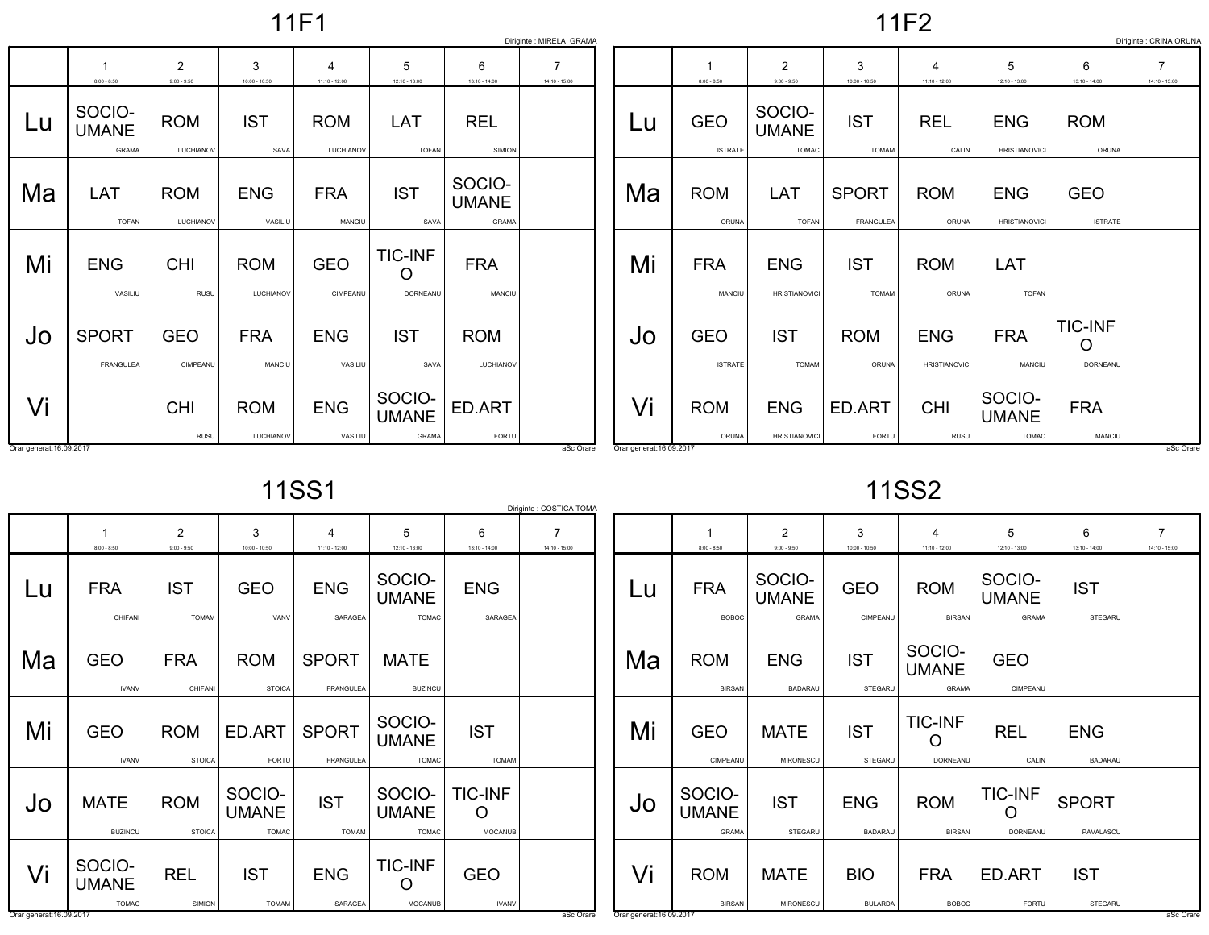# 11F1

Diriginte : MIRELA GRAMA

| | 1 (8:00 - 8:50) | 2 (9:00 - 9:50) | 3 (10:00 - 10:50) | 4 (11:10 - 12:00) | 5 (12:10 - 13:00) | 6 (13:10 - 14:00) | 7 (14:10 - 15:00) |
|---|---|---|---|---|---|---|---|
| Lu | SOCIO-UMANE GRAMA | ROM LUCHIANOV | IST SAVA | ROM LUCHIANOV | LAT TOFAN | REL SIMION | |
| Ma | LAT TOFAN | ROM LUCHIANOV | ENG VASILIU | FRA MANCIU | IST SAVA | SOCIO-UMANE GRAMA | |
| Mi | ENG VASILIU | CHI RUSU | ROM LUCHIANOV | GEO CIMPEANU | TIC-INFO DORNEANU | FRA MANCIU | |
| Jo | SPORT FRANGULEA | GEO CIMPEANU | FRA MANCIU | ENG VASILIU | IST SAVA | ROM LUCHIANOV | |
| Vi | | CHI RUSU | ROM LUCHIANOV | ENG VASILIU | SOCIO-UMANE GRAMA | ED.ART FORTU | |

Orar generat:16.09.2017 aSc Orare

# 11F2

Diriginte : CRINA ORUNA

| | 1 (8:00 - 8:50) | 2 (9:00 - 9:50) | 3 (10:00 - 10:50) | 4 (11:10 - 12:00) | 5 (12:10 - 13:00) | 6 (13:10 - 14:00) | 7 (14:10 - 15:00) |
|---|---|---|---|---|---|---|---|
| Lu | GEO ISTRATE | SOCIO-UMANE TOMAC | IST TOMAM | REL CALIN | ENG HRISTIANOVICI | ROM ORUNA | |
| Ma | ROM ORUNA | LAT TOFAN | SPORT FRANGULEA | ROM ORUNA | ENG HRISTIANOVICI | GEO ISTRATE | |
| Mi | FRA MANCIU | ENG HRISTIANOVICI | IST TOMAM | ROM ORUNA | LAT TOFAN | | |
| Jo | GEO ISTRATE | IST TOMAM | ROM ORUNA | ENG HRISTIANOVICI | FRA MANCIU | TIC-INFO DORNEANU | |
| Vi | ROM ORUNA | ENG HRISTIANOVICI | ED.ART FORTU | CHI RUSU | SOCIO-UMANE TOMAC | FRA MANCIU | |

Orar generat:16.09.2017 aSc Orare

# 11SS1

Diriginte : COSTICA TOMA

| | 1 (8:00 - 8:50) | 2 (9:00 - 9:50) | 3 (10:00 - 10:50) | 4 (11:10 - 12:00) | 5 (12:10 - 13:00) | 6 (13:10 - 14:00) | 7 (14:10 - 15:00) |
|---|---|---|---|---|---|---|---|
| Lu | FRA CHIFANI | IST TOMAM | GEO IVANV | ENG SARAGEA | SOCIO-UMANE TOMAC | ENG SARAGEA | |
| Ma | GEO IVANV | FRA CHIFANI | ROM STOICA | SPORT FRANGULEA | MATE BUZINCU | | |
| Mi | GEO IVANV | ROM STOICA | ED.ART FORTU | SPORT FRANGULEA | SOCIO-UMANE TOMAC | IST TOMAM | |
| Jo | MATE BUZINCU | ROM STOICA | SOCIO-UMANE TOMAC | IST TOMAM | SOCIO-UMANE TOMAC | TIC-INFO MOCANUB | |
| Vi | SOCIO-UMANE TOMAC | REL SIMION | IST TOMAM | ENG SARAGEA | TIC-INFO MOCANUB | GEO IVANV | |

Orar generat:16.09.2017 aSc Orare

# 11SS2

| | 1 (8:00 - 8:50) | 2 (9:00 - 9:50) | 3 (10:00 - 10:50) | 4 (11:10 - 12:00) | 5 (12:10 - 13:00) | 6 (13:10 - 14:00) | 7 (14:10 - 15:00) |
|---|---|---|---|---|---|---|---|
| Lu | FRA BOBOC | SOCIO-UMANE GRAMA | GEO CIMPEANU | ROM BIRSAN | SOCIO-UMANE GRAMA | IST STEGARU | |
| Ma | ROM BIRSAN | ENG BADARAU | IST STEGARU | SOCIO-UMANE GRAMA | GEO CIMPEANU | | |
| Mi | GEO CIMPEANU | MATE MIRONESCU | IST STEGARU | TIC-INFO DORNEANU | REL CALIN | ENG BADARAU | |
| Jo | SOCIO-UMANE GRAMA | IST STEGARU | ENG BADARAU | ROM BIRSAN | TIC-INFO DORNEANU | SPORT PAVALASCU | |
| Vi | ROM BIRSAN | MATE MIRONESCU | BIO BULARDA | FRA BOBOC | ED.ART FORTU | IST STEGARU | |

Orar generat:16.09.2017 aSc Orare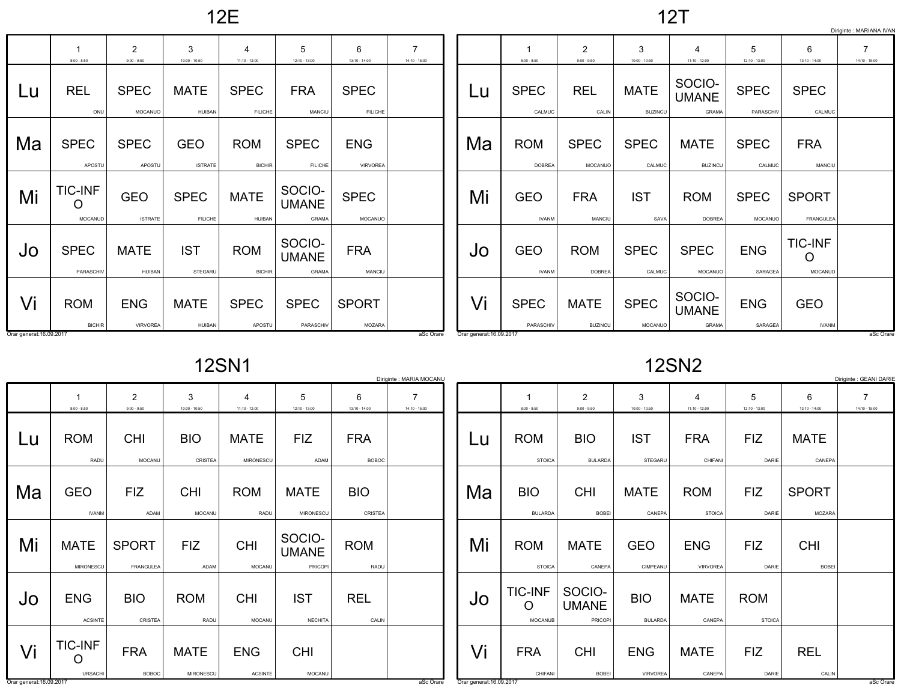## 12E

| | 1 (8:00 - 8:50) | 2 (9:00 - 9:50) | 3 (10:00 - 10:50) | 4 (11:10 - 12:00) | 5 (12:10 - 13:00) | 6 (13:10 - 14:00) | 7 (14:10 - 15:00) |
|---|---|---|---|---|---|---|---|
| Lu | REL ONU | SPEC MOCANUO | MATE HUIBAN | SPEC FILICHE | FRA MANCIU | SPEC FILICHE | |
| Ma | SPEC APOSTU | SPEC APOSTU | GEO ISTRATE | ROM BICHIR | SPEC FILICHE | ENG VIRVOREA | |
| Mi | TIC-INFO MOCANUD | GEO ISTRATE | SPEC FILICHE | MATE HUIBAN | SOCIO-UMANE GRAMA | SPEC MOCANUO | |
| Jo | SPEC PARASCHIV | MATE HUIBAN | IST STEGARU | ROM BICHIR | SOCIO-UMANE GRAMA | FRA MANCIU | |
| Vi | ROM BICHIR | ENG VIRVOREA | MATE HUIBAN | SPEC APOSTU | SPEC PARASCHIV | SPORT MOZARA | |

Orar generat:16.09.2017 — aSc Orare

## 12T

Diriginte : MARIANA IVAN

| | 1 (8:00 - 8:50) | 2 (9:00 - 9:50) | 3 (10:00 - 10:50) | 4 (11:10 - 12:00) | 5 (12:10 - 13:00) | 6 (13:10 - 14:00) | 7 (14:10 - 15:00) |
|---|---|---|---|---|---|---|---|
| Lu | SPEC CALMUC | REL CALIN | MATE BUZINCU | SOCIO-UMANE GRAMA | SPEC PARASCHIV | SPEC CALMUC | |
| Ma | ROM DOBREA | SPEC MOCANUO | SPEC CALMUC | MATE BUZINCU | SPEC CALMUC | FRA MANCIU | |
| Mi | GEO IVANM | FRA MANCIU | IST SAVA | ROM DOBREA | SPEC MOCANUO | SPORT FRANGULEA | |
| Jo | GEO IVANM | ROM DOBREA | SPEC CALMUC | SPEC MOCANUO | ENG SARAGEA | TIC-INFO MOCANUD | |
| Vi | SPEC PARASCHIV | MATE BUZINCU | SPEC MOCANUO | SOCIO-UMANE GRAMA | ENG SARAGEA | GEO IVANM | |

Orar generat:16.09.2017 — aSc Orare

## 12SN1

Diriginte : MARIA MOCANU

| | 1 (8:00 - 8:50) | 2 (9:00 - 9:50) | 3 (10:00 - 10:50) | 4 (11:10 - 12:00) | 5 (12:10 - 13:00) | 6 (13:10 - 14:00) | 7 (14:10 - 15:00) |
|---|---|---|---|---|---|---|---|
| Lu | ROM RADU | CHI MOCANU | BIO CRISTEA | MATE MIRONESCU | FIZ ADAM | FRA BOBOC | |
| Ma | GEO IVANM | FIZ ADAM | CHI MOCANU | ROM RADU | MATE MIRONESCU | BIO CRISTEA | |
| Mi | MATE MIRONESCU | SPORT FRANGULEA | FIZ ADAM | CHI MOCANU | SOCIO-UMANE PRICOPI | ROM RADU | |
| Jo | ENG ACSINTE | BIO CRISTEA | ROM RADU | CHI MOCANU | IST NECHITA | REL CALIN | |
| Vi | TIC-INFO URSACHI | FRA BOBOC | MATE MIRONESCU | ENG ACSINTE | CHI MOCANU | | |

Orar generat:16.09.2017 — aSc Orare

## 12SN2

Diriginte : GEANI DARIE

| | 1 (8:00 - 8:50) | 2 (9:00 - 9:50) | 3 (10:00 - 10:50) | 4 (11:10 - 12:00) | 5 (12:10 - 13:00) | 6 (13:10 - 14:00) | 7 (14:10 - 15:00) |
|---|---|---|---|---|---|---|---|
| Lu | ROM STOICA | BIO BULARDA | IST STEGARU | FRA CHIFANI | FIZ DARIE | MATE CANEPA | |
| Ma | BIO BULARDA | CHI BOBEI | MATE CANEPA | ROM STOICA | FIZ DARIE | SPORT MOZARA | |
| Mi | ROM STOICA | MATE CANEPA | GEO CIMPEANU | ENG VIRVOREA | FIZ DARIE | CHI BOBEI | |
| Jo | TIC-INFO MOCANUB | SOCIO-UMANE PRICOPI | BIO BULARDA | MATE CANEPA | ROM STOICA | | |
| Vi | FRA CHIFANI | CHI BOBEI | ENG VIRVOREA | MATE CANEPA | FIZ DARIE | REL CALIN | |

Orar generat:16.09.2017 — aSc Orare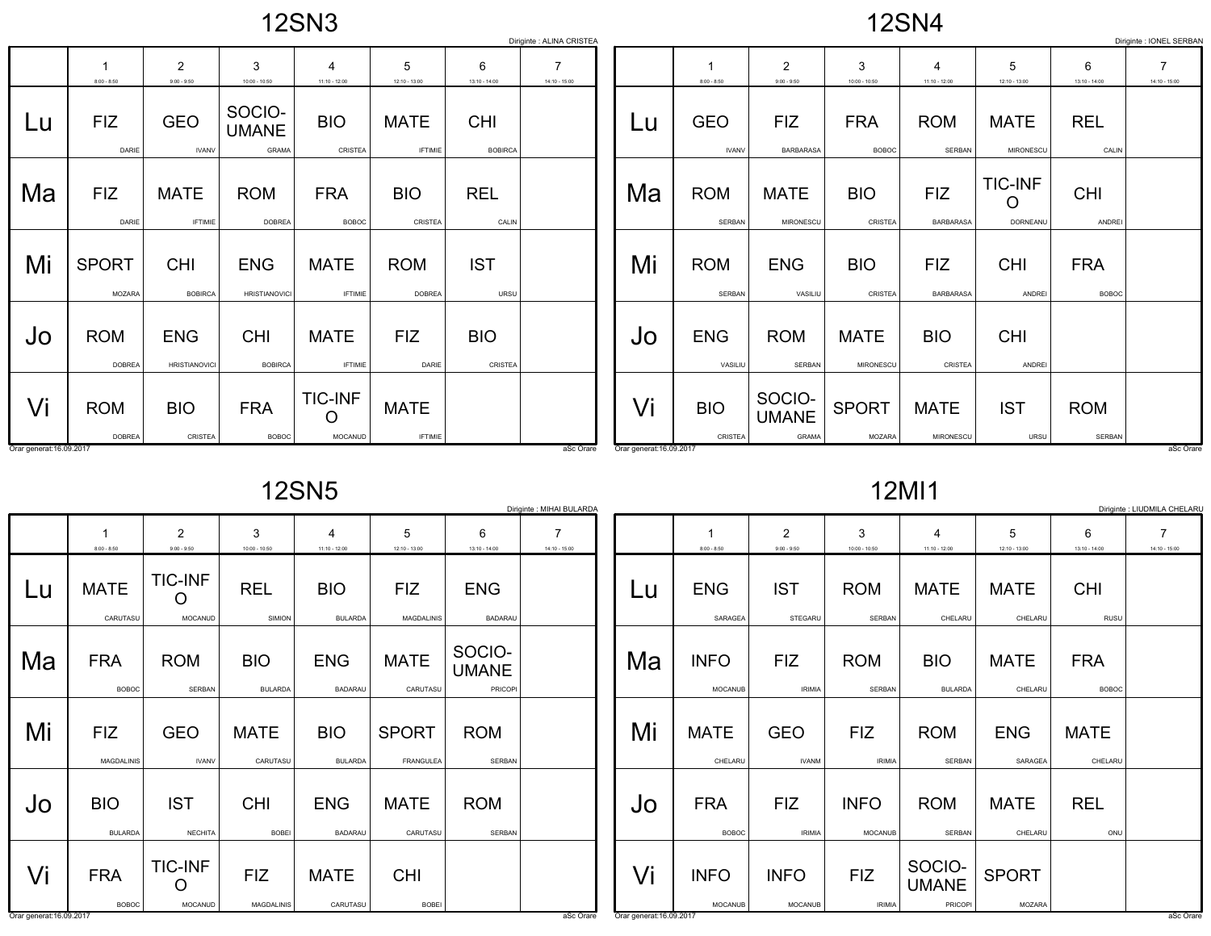## 12SN3

Diriginte : ALINA CRISTEA

| | 1<br>8:00 - 8:50 | 2<br>9:00 - 9:50 | 3<br>10:00 - 10:50 | 4<br>11:10 - 12:00 | 5<br>12:10 - 13:00 | 6<br>13:10 - 14:00 | 7<br>14:10 - 15:00 |
|---|---|---|---|---|---|---|---|
| Lu | FIZ<br>DARIE | GEO<br>IVANV | SOCIO-UMANE<br>GRAMA | BIO<br>CRISTEA | MATE<br>IFTIMIE | CHI<br>BOBIRCA | |
| Ma | FIZ<br>DARIE | MATE<br>IFTIMIE | ROM<br>DOBREA | FRA<br>BOBOC | BIO<br>CRISTEA | REL<br>CALIN | |
| Mi | SPORT<br>MOZARA | CHI<br>BOBIRCA | ENG<br>HRISTIANOVICI | MATE<br>IFTIMIE | ROM<br>DOBREA | IST<br>URSU | |
| Jo | ROM<br>DOBREA | ENG<br>HRISTIANOVICI | CHI<br>BOBIRCA | MATE<br>IFTIMIE | FIZ<br>DARIE | BIO<br>CRISTEA | |
| Vi | ROM<br>DOBREA | BIO<br>CRISTEA | FRA<br>BOBOC | TIC-INFO<br>MOCANUD | MATE<br>IFTIMIE | | |

Orar generat:16.09.2017 aSc Orare

## 12SN4

Diriginte : IONEL SERBAN

| | 1<br>8:00 - 8:50 | 2<br>9:00 - 9:50 | 3<br>10:00 - 10:50 | 4<br>11:10 - 12:00 | 5<br>12:10 - 13:00 | 6<br>13:10 - 14:00 | 7<br>14:10 - 15:00 |
|---|---|---|---|---|---|---|---|
| Lu | GEO<br>IVANV | FIZ<br>BARBARASA | FRA<br>BOBOC | ROM<br>SERBAN | MATE<br>MIRONESCU | REL<br>CALIN | |
| Ma | ROM<br>SERBAN | MATE<br>MIRONESCU | BIO<br>CRISTEA | FIZ<br>BARBARASA | TIC-INFO<br>DORNEANU | CHI<br>ANDREI | |
| Mi | ROM<br>SERBAN | ENG<br>VASILIU | BIO<br>CRISTEA | FIZ<br>BARBARASA | CHI<br>ANDREI | FRA<br>BOBOC | |
| Jo | ENG<br>VASILIU | ROM<br>SERBAN | MATE<br>MIRONESCU | BIO<br>CRISTEA | CHI<br>ANDREI | | |
| Vi | BIO<br>CRISTEA | SOCIO-UMANE<br>GRAMA | SPORT<br>MOZARA | MATE<br>MIRONESCU | IST<br>URSU | ROM<br>SERBAN | |

Orar generat:16.09.2017 aSc Orare

## 12SN5

Diriginte : MIHAI BULARDA

| | 1<br>8:00 - 8:50 | 2<br>9:00 - 9:50 | 3<br>10:00 - 10:50 | 4<br>11:10 - 12:00 | 5<br>12:10 - 13:00 | 6<br>13:10 - 14:00 | 7<br>14:10 - 15:00 |
|---|---|---|---|---|---|---|---|
| Lu | MATE<br>CARUTASU | TIC-INFO<br>MOCANUD | REL<br>SIMION | BIO<br>BULARDA | FIZ<br>MAGDALINIS | ENG<br>BADARAU | |
| Ma | FRA<br>BOBOC | ROM<br>SERBAN | BIO<br>BULARDA | ENG<br>BADARAU | MATE<br>CARUTASU | SOCIO-UMANE<br>PRICOPI | |
| Mi | FIZ<br>MAGDALINIS | GEO<br>IVANV | MATE<br>CARUTASU | BIO<br>BULARDA | SPORT<br>FRANGULEA | ROM<br>SERBAN | |
| Jo | BIO<br>BULARDA | IST<br>NECHITA | CHI<br>BOBEI | ENG<br>BADARAU | MATE<br>CARUTASU | ROM<br>SERBAN | |
| Vi | FRA<br>BOBOC | TIC-INFO<br>MOCANUD | FIZ<br>MAGDALINIS | MATE<br>CARUTASU | CHI<br>BOBEI | | |

Orar generat:16.09.2017 aSc Orare

## 12MI1

Diriginte : LIUDMILA CHELARU

| | 1<br>8:00 - 8:50 | 2<br>9:00 - 9:50 | 3<br>10:00 - 10:50 | 4<br>11:10 - 12:00 | 5<br>12:10 - 13:00 | 6<br>13:10 - 14:00 | 7<br>14:10 - 15:00 |
|---|---|---|---|---|---|---|---|
| Lu | ENG<br>SARAGEA | IST<br>STEGARU | ROM<br>SERBAN | MATE<br>CHELARU | MATE<br>CHELARU | CHI<br>RUSU | |
| Ma | INFO<br>MOCANUB | FIZ<br>IRIMIA | ROM<br>SERBAN | BIO<br>BULARDA | MATE<br>CHELARU | FRA<br>BOBOC | |
| Mi | MATE<br>CHELARU | GEO<br>IVANM | FIZ<br>IRIMIA | ROM<br>SERBAN | ENG<br>SARAGEA | MATE<br>CHELARU | |
| Jo | FRA<br>BOBOC | FIZ<br>IRIMIA | INFO<br>MOCANUB | ROM<br>SERBAN | MATE<br>CHELARU | REL<br>ONU | |
| Vi | INFO<br>MOCANUB | INFO<br>MOCANUB | FIZ<br>IRIMIA | SOCIO-UMANE<br>PRICOPI | SPORT<br>MOZARA | | |

Orar generat:16.09.2017 aSc Orare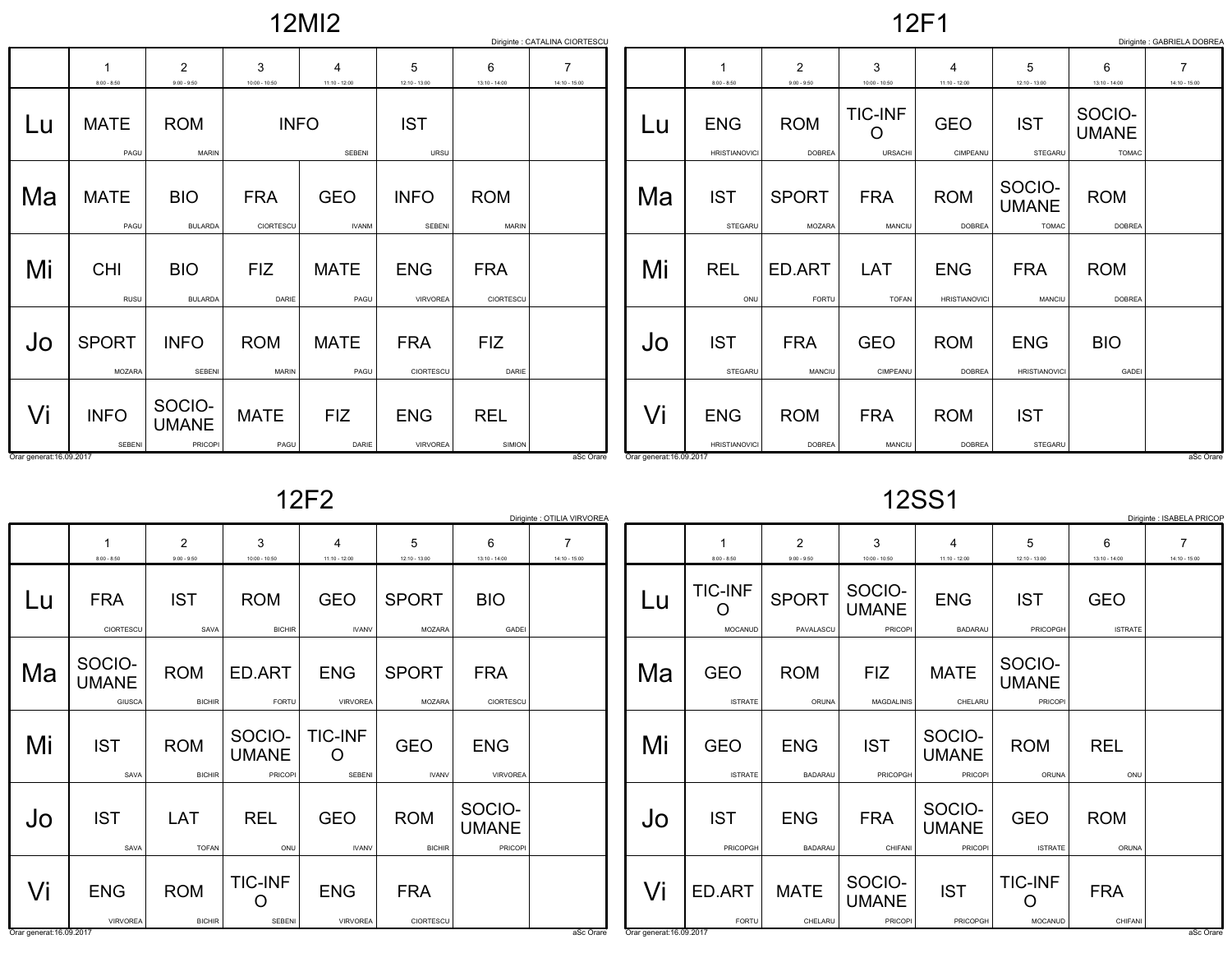# 12MI2

Diriginte : CATALINA CIORTESCU

| | 1<br>8:00 - 8:50 | 2<br>9:00 - 9:50 | 3<br>10:00 - 10:50 | 4<br>11:10 - 12:00 | 5<br>12:10 - 13:00 | 6<br>13:10 - 14:00 | 7<br>14:10 - 15:00 |
|---|---|---|---|---|---|---|---|
| Lu | MATE<br>PAGU | ROM<br>MARIN | INFO<br>SEBENI | | IST<br>URSU | | |
| Ma | MATE<br>PAGU | BIO<br>BULARDA | FRA<br>CIORTESCU | GEO<br>IVANM | INFO<br>SEBENI | ROM<br>MARIN | |
| Mi | CHI<br>RUSU | BIO<br>BULARDA | FIZ<br>DARIE | MATE<br>PAGU | ENG<br>VIRVOREA | FRA<br>CIORTESCU | |
| Jo | SPORT<br>MOZARA | INFO<br>SEBENI | ROM<br>MARIN | MATE<br>PAGU | FRA<br>CIORTESCU | FIZ<br>DARIE | |
| Vi | INFO<br>SEBENI | SOCIO-UMANE<br>PRICOPI | MATE<br>PAGU | FIZ<br>DARIE | ENG<br>VIRVOREA | REL<br>SIMION | |

Orar generat:16.09.2017 aSc Orare

# 12F1

Diriginte : GABRIELA DOBREA

| | 1<br>8:00 - 8:50 | 2<br>9:00 - 9:50 | 3<br>10:00 - 10:50 | 4<br>11:10 - 12:00 | 5<br>12:10 - 13:00 | 6<br>13:10 - 14:00 | 7<br>14:10 - 15:00 |
|---|---|---|---|---|---|---|---|
| Lu | ENG<br>HRISTIANOVICI | ROM<br>DOBREA | TIC-INFO<br>URSACHI | GEO<br>CIMPEANU | IST<br>STEGARU | SOCIO-UMANE<br>TOMAC | |
| Ma | IST<br>STEGARU | SPORT<br>MOZARA | FRA<br>MANCIU | ROM<br>DOBREA | SOCIO-UMANE<br>TOMAC | ROM<br>DOBREA | |
| Mi | REL<br>ONU | ED.ART<br>FORTU | LAT<br>TOFAN | ENG<br>HRISTIANOVICI | FRA<br>MANCIU | ROM<br>DOBREA | |
| Jo | IST<br>STEGARU | FRA<br>MANCIU | GEO<br>CIMPEANU | ROM<br>DOBREA | ENG<br>HRISTIANOVICI | BIO<br>GADEI | |
| Vi | ENG<br>HRISTIANOVICI | ROM<br>DOBREA | FRA<br>MANCIU | ROM<br>DOBREA | IST<br>STEGARU | | |

Orar generat:16.09.2017 aSc Orare

# 12F2

Diriginte : OTILIA VIRVOREA

| | 1<br>8:00 - 8:50 | 2<br>9:00 - 9:50 | 3<br>10:00 - 10:50 | 4<br>11:10 - 12:00 | 5<br>12:10 - 13:00 | 6<br>13:10 - 14:00 | 7<br>14:10 - 15:00 |
|---|---|---|---|---|---|---|---|
| Lu | FRA<br>CIORTESCU | IST<br>SAVA | ROM<br>BICHIR | GEO<br>IVANV | SPORT<br>MOZARA | BIO<br>GADEI | |
| Ma | SOCIO-UMANE<br>GIUSCA | ROM<br>BICHIR | ED.ART<br>FORTU | ENG<br>VIRVOREA | SPORT<br>MOZARA | FRA<br>CIORTESCU | |
| Mi | IST<br>SAVA | ROM<br>BICHIR | SOCIO-UMANE<br>PRICOPI | TIC-INFO<br>SEBENI | GEO<br>IVANV | ENG<br>VIRVOREA | |
| Jo | IST<br>SAVA | LAT<br>TOFAN | REL<br>ONU | GEO<br>IVANV | ROM<br>BICHIR | SOCIO-UMANE<br>PRICOPI | |
| Vi | ENG<br>VIRVOREA | ROM<br>BICHIR | TIC-INFO<br>SEBENI | ENG<br>VIRVOREA | FRA<br>CIORTESCU | | |

Orar generat:16.09.2017 aSc Orare

# 12SS1

Diriginte : ISABELA PRICOP

| | 1<br>8:00 - 8:50 | 2<br>9:00 - 9:50 | 3<br>10:00 - 10:50 | 4<br>11:10 - 12:00 | 5<br>12:10 - 13:00 | 6<br>13:10 - 14:00 | 7<br>14:10 - 15:00 |
|---|---|---|---|---|---|---|---|
| Lu | TIC-INFO<br>MOCANUD | SPORT<br>PAVALASCU | SOCIO-UMANE<br>PRICOPI | ENG<br>BADARAU | IST<br>PRICOPGH | GEO<br>ISTRATE | |
| Ma | GEO<br>ISTRATE | ROM<br>ORUNA | FIZ<br>MAGDALINIS | MATE<br>CHELARU | SOCIO-UMANE<br>PRICOPI | | |
| Mi | GEO<br>ISTRATE | ENG<br>BADARAU | IST<br>PRICOPGH | SOCIO-UMANE<br>PRICOPI | ROM<br>ORUNA | REL<br>ONU | |
| Jo | IST<br>PRICOPGH | ENG<br>BADARAU | FRA<br>CHIFANI | SOCIO-UMANE<br>PRICOPI | GEO<br>ISTRATE | ROM<br>ORUNA | |
| Vi | ED.ART<br>FORTU | MATE<br>CHELARU | SOCIO-UMANE<br>PRICOPI | IST<br>PRICOPGH | TIC-INFO<br>MOCANUD | FRA<br>CHIFANI | |

Orar generat:16.09.2017 aSc Orare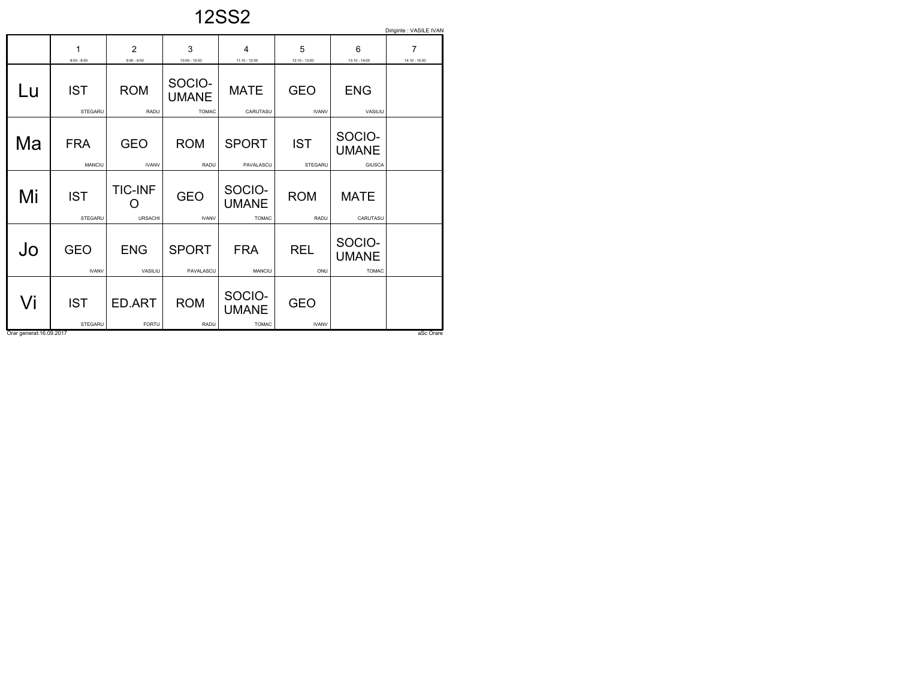# 12SS2

Diriginte : VASILE IVAN

| | 1<br>8:00 - 8:50 | 2<br>9:00 - 9:50 | 3<br>10:00 - 10:50 | 4<br>11:10 - 12:00 | 5<br>12:10 - 13:00 | 6<br>13:10 - 14:00 | 7<br>14:10 - 15:00 |
|---|---|---|---|---|---|---|---|
| Lu | IST<br>STEGARU | ROM<br>RADU | SOCIO-UMANE<br>TOMAC | MATE<br>CARUTASU | GEO<br>IVANV | ENG<br>VASILIU | |
| Ma | FRA<br>MANCIU | GEO<br>IVANV | ROM<br>RADU | SPORT<br>PAVALASCU | IST<br>STEGARU | SOCIO-UMANE<br>GIUSCA | |
| Mi | IST<br>STEGARU | TIC-INFO<br>URSACHI | GEO<br>IVANV | SOCIO-UMANE<br>TOMAC | ROM<br>RADU | MATE<br>CARUTASU | |
| Jo | GEO<br>IVANV | ENG<br>VASILIU | SPORT<br>PAVALASCU | FRA<br>MANCIU | REL<br>ONU | SOCIO-UMANE<br>TOMAC | |
| Vi | IST<br>STEGARU | ED.ART<br>FORTU | ROM<br>RADU | SOCIO-UMANE<br>TOMAC | GEO<br>IVANV | | |

Orar generat:16.09.2017

aSc Orare